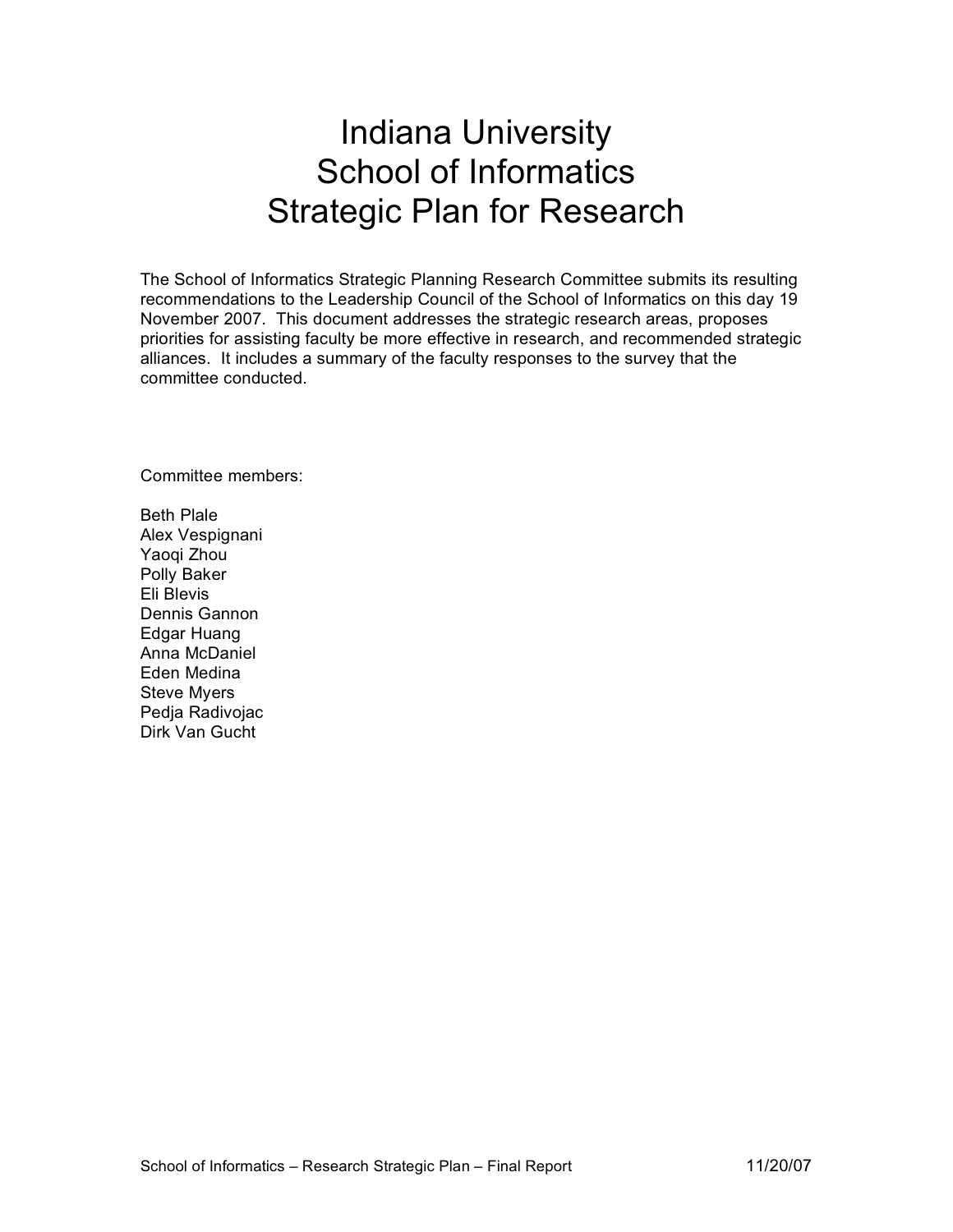# Indiana University
# School of Informatics
# Strategic Plan for Research

The School of Informatics Strategic Planning Research Committee submits its resulting recommendations to the Leadership Council of the School of Informatics on this day 19 November 2007. This document addresses the strategic research areas, proposes priorities for assisting faculty be more effective in research, and recommended strategic alliances. It includes a summary of the faculty responses to the survey that the committee conducted.

Committee members:

Beth Plale
Alex Vespignani
Yaoqi Zhou
Polly Baker
Eli Blevis
Dennis Gannon
Edgar Huang
Anna McDaniel
Eden Medina
Steve Myers
Pedja Radivojac
Dirk Van Gucht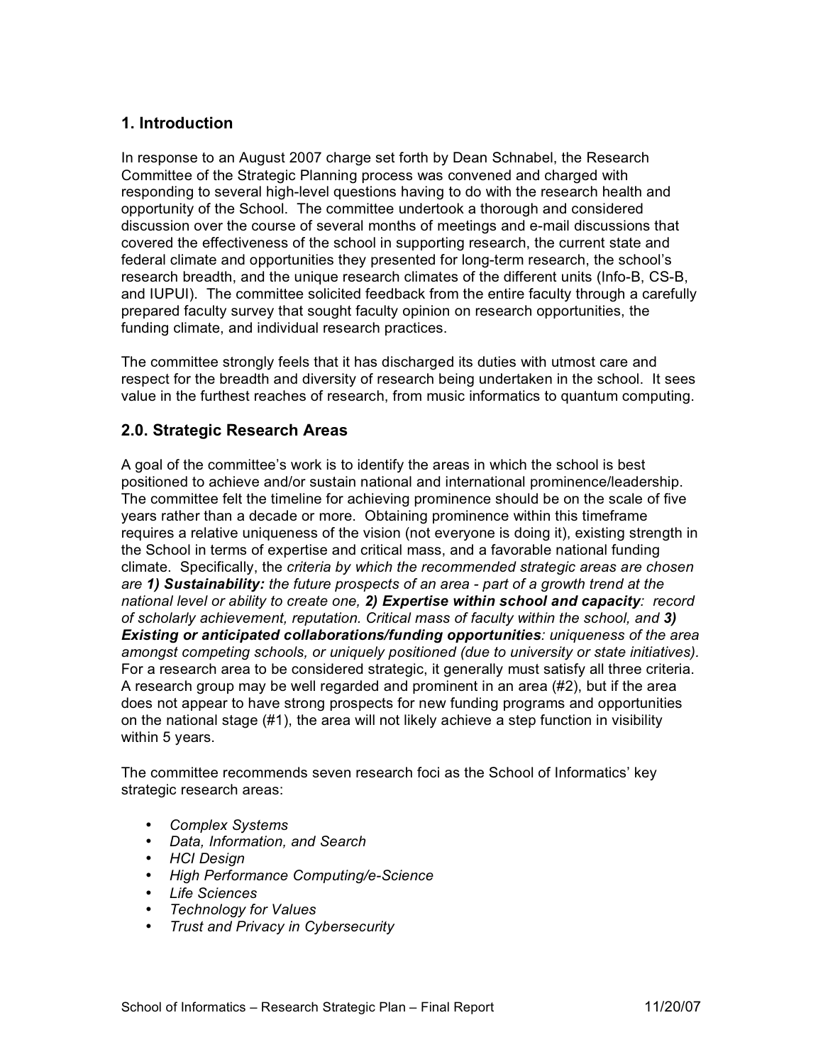## 1. Introduction

In response to an August 2007 charge set forth by Dean Schnabel, the Research Committee of the Strategic Planning process was convened and charged with responding to several high-level questions having to do with the research health and opportunity of the School. The committee undertook a thorough and considered discussion over the course of several months of meetings and e-mail discussions that covered the effectiveness of the school in supporting research, the current state and federal climate and opportunities they presented for long-term research, the school's research breadth, and the unique research climates of the different units (Info-B, CS-B, and IUPUI). The committee solicited feedback from the entire faculty through a carefully prepared faculty survey that sought faculty opinion on research opportunities, the funding climate, and individual research practices.

The committee strongly feels that it has discharged its duties with utmost care and respect for the breadth and diversity of research being undertaken in the school. It sees value in the furthest reaches of research, from music informatics to quantum computing.

## 2.0. Strategic Research Areas

A goal of the committee's work is to identify the areas in which the school is best positioned to achieve and/or sustain national and international prominence/leadership. The committee felt the timeline for achieving prominence should be on the scale of five years rather than a decade or more. Obtaining prominence within this timeframe requires a relative uniqueness of the vision (not everyone is doing it), existing strength in the School in terms of expertise and critical mass, and a favorable national funding climate. Specifically, the *criteria by which the recommended strategic areas are chosen are **1) Sustainability:** the future prospects of an area - part of a growth trend at the national level or ability to create one, **2) Expertise within school and capacity**: record of scholarly achievement, reputation. Critical mass of faculty within the school, and **3) Existing or anticipated collaborations/funding opportunities**: uniqueness of the area amongst competing schools, or uniquely positioned (due to university or state initiatives).* For a research area to be considered strategic, it generally must satisfy all three criteria. A research group may be well regarded and prominent in an area (#2), but if the area does not appear to have strong prospects for new funding programs and opportunities on the national stage (#1), the area will not likely achieve a step function in visibility within 5 years.

The committee recommends seven research foci as the School of Informatics' key strategic research areas:

- *Complex Systems*
- *Data, Information, and Search*
- *HCI Design*
- *High Performance Computing/e-Science*
- *Life Sciences*
- *Technology for Values*
- *Trust and Privacy in Cybersecurity*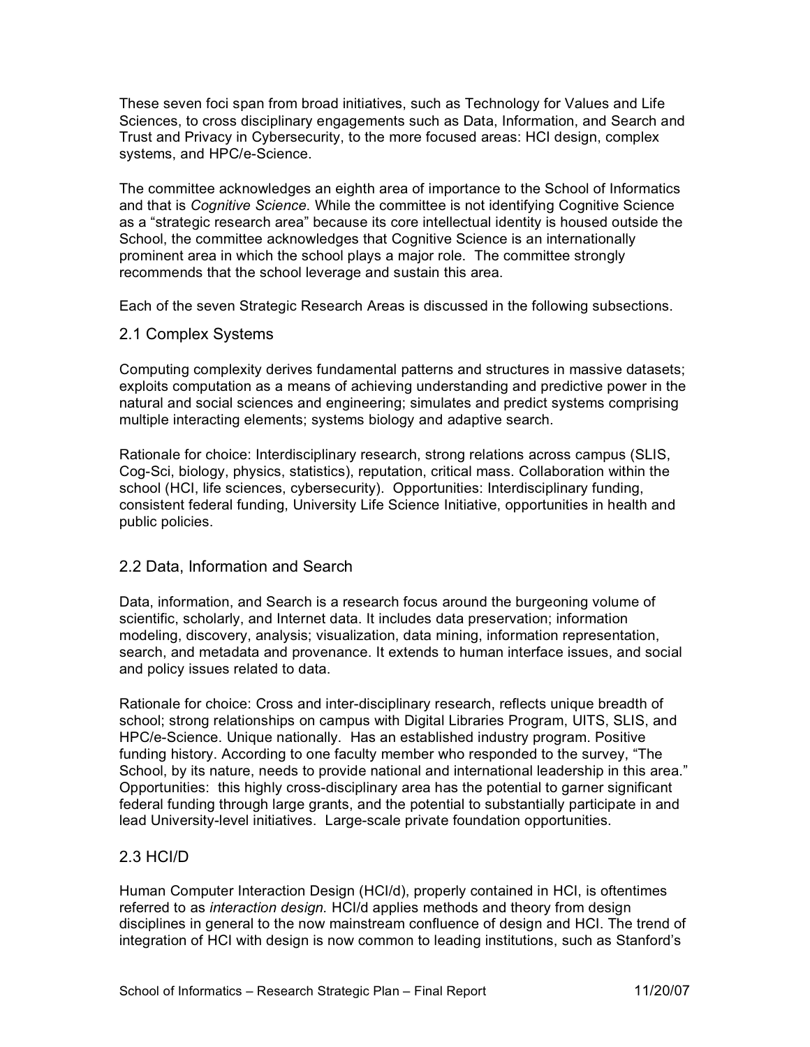These seven foci span from broad initiatives, such as Technology for Values and Life Sciences, to cross disciplinary engagements such as Data, Information, and Search and Trust and Privacy in Cybersecurity, to the more focused areas: HCI design, complex systems, and HPC/e-Science.

The committee acknowledges an eighth area of importance to the School of Informatics and that is *Cognitive Science*. While the committee is not identifying Cognitive Science as a "strategic research area" because its core intellectual identity is housed outside the School, the committee acknowledges that Cognitive Science is an internationally prominent area in which the school plays a major role. The committee strongly recommends that the school leverage and sustain this area.

Each of the seven Strategic Research Areas is discussed in the following subsections.

## 2.1 Complex Systems

Computing complexity derives fundamental patterns and structures in massive datasets; exploits computation as a means of achieving understanding and predictive power in the natural and social sciences and engineering; simulates and predict systems comprising multiple interacting elements; systems biology and adaptive search.

Rationale for choice: Interdisciplinary research, strong relations across campus (SLIS, Cog-Sci, biology, physics, statistics), reputation, critical mass. Collaboration within the school (HCI, life sciences, cybersecurity). Opportunities: Interdisciplinary funding, consistent federal funding, University Life Science Initiative, opportunities in health and public policies.

## 2.2 Data, Information and Search

Data, information, and Search is a research focus around the burgeoning volume of scientific, scholarly, and Internet data. It includes data preservation; information modeling, discovery, analysis; visualization, data mining, information representation, search, and metadata and provenance. It extends to human interface issues, and social and policy issues related to data.

Rationale for choice: Cross and inter-disciplinary research, reflects unique breadth of school; strong relationships on campus with Digital Libraries Program, UITS, SLIS, and HPC/e-Science. Unique nationally. Has an established industry program. Positive funding history. According to one faculty member who responded to the survey, "The School, by its nature, needs to provide national and international leadership in this area." Opportunities: this highly cross-disciplinary area has the potential to garner significant federal funding through large grants, and the potential to substantially participate in and lead University-level initiatives. Large-scale private foundation opportunities.

## 2.3 HCI/D

Human Computer Interaction Design (HCI/d), properly contained in HCI, is oftentimes referred to as *interaction design.* HCI/d applies methods and theory from design disciplines in general to the now mainstream confluence of design and HCI. The trend of integration of HCI with design is now common to leading institutions, such as Stanford's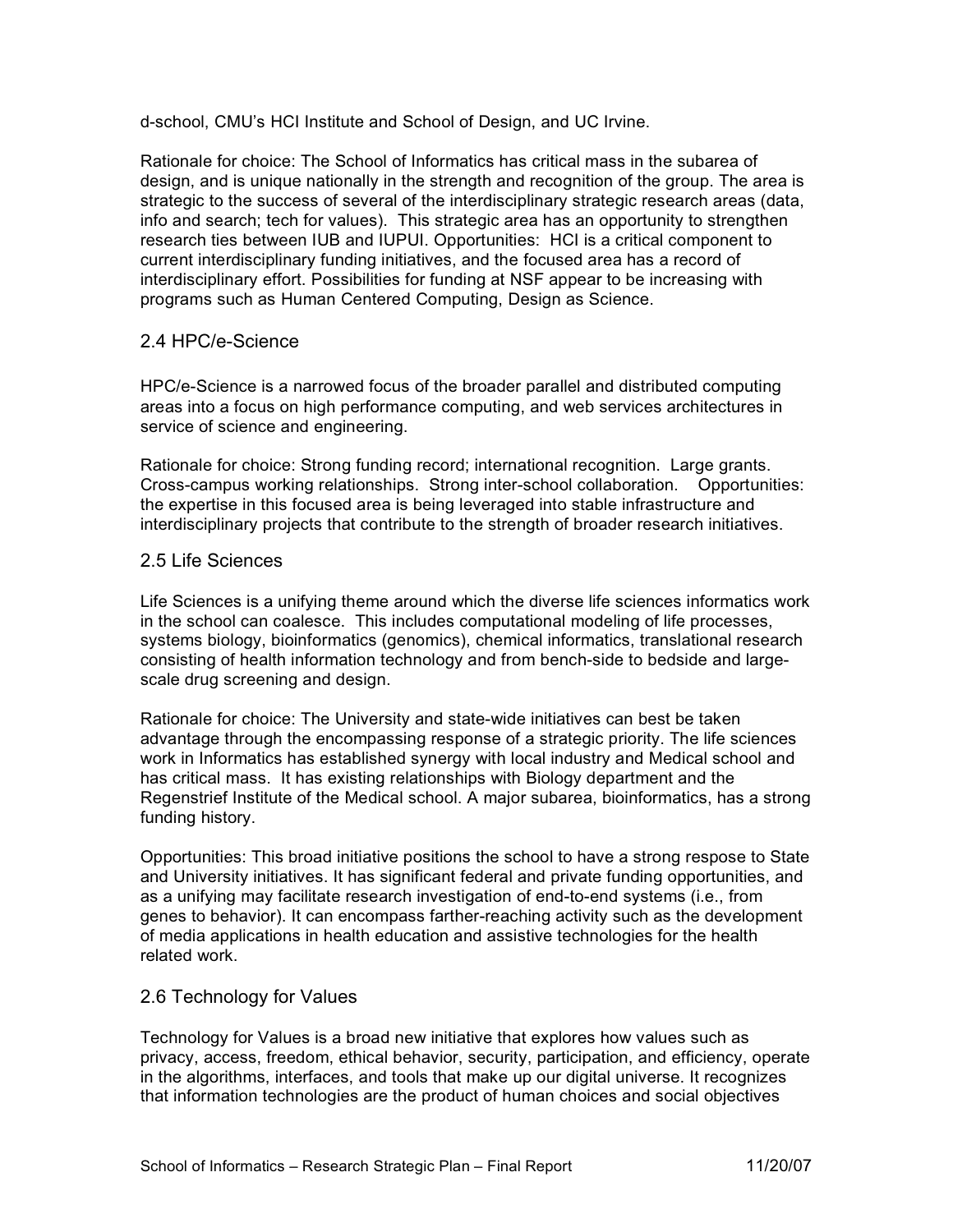d-school, CMU's HCI Institute and School of Design, and UC Irvine.

Rationale for choice: The School of Informatics has critical mass in the subarea of design, and is unique nationally in the strength and recognition of the group. The area is strategic to the success of several of the interdisciplinary strategic research areas (data, info and search; tech for values). This strategic area has an opportunity to strengthen research ties between IUB and IUPUI. Opportunities: HCI is a critical component to current interdisciplinary funding initiatives, and the focused area has a record of interdisciplinary effort. Possibilities for funding at NSF appear to be increasing with programs such as Human Centered Computing, Design as Science.

## 2.4 HPC/e-Science

HPC/e-Science is a narrowed focus of the broader parallel and distributed computing areas into a focus on high performance computing, and web services architectures in service of science and engineering.

Rationale for choice: Strong funding record; international recognition. Large grants. Cross-campus working relationships. Strong inter-school collaboration. Opportunities: the expertise in this focused area is being leveraged into stable infrastructure and interdisciplinary projects that contribute to the strength of broader research initiatives.

## 2.5 Life Sciences

Life Sciences is a unifying theme around which the diverse life sciences informatics work in the school can coalesce. This includes computational modeling of life processes, systems biology, bioinformatics (genomics), chemical informatics, translational research consisting of health information technology and from bench-side to bedside and large-scale drug screening and design.

Rationale for choice: The University and state-wide initiatives can best be taken advantage through the encompassing response of a strategic priority. The life sciences work in Informatics has established synergy with local industry and Medical school and has critical mass. It has existing relationships with Biology department and the Regenstrief Institute of the Medical school. A major subarea, bioinformatics, has a strong funding history.

Opportunities: This broad initiative positions the school to have a strong respose to State and University initiatives. It has significant federal and private funding opportunities, and as a unifying may facilitate research investigation of end-to-end systems (i.e., from genes to behavior). It can encompass farther-reaching activity such as the development of media applications in health education and assistive technologies for the health related work.

## 2.6 Technology for Values

Technology for Values is a broad new initiative that explores how values such as privacy, access, freedom, ethical behavior, security, participation, and efficiency, operate in the algorithms, interfaces, and tools that make up our digital universe. It recognizes that information technologies are the product of human choices and social objectives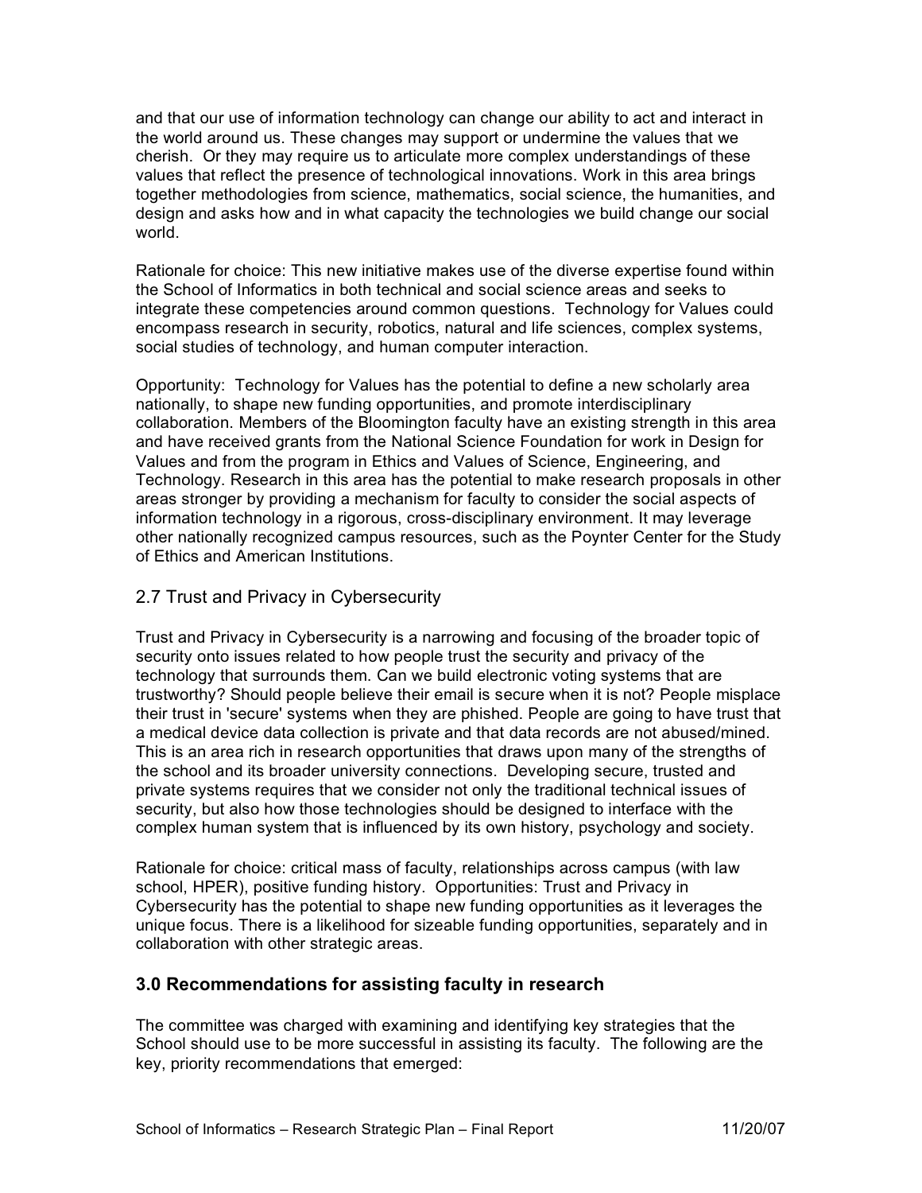and that our use of information technology can change our ability to act and interact in the world around us. These changes may support or undermine the values that we cherish. Or they may require us to articulate more complex understandings of these values that reflect the presence of technological innovations. Work in this area brings together methodologies from science, mathematics, social science, the humanities, and design and asks how and in what capacity the technologies we build change our social world.

Rationale for choice: This new initiative makes use of the diverse expertise found within the School of Informatics in both technical and social science areas and seeks to integrate these competencies around common questions. Technology for Values could encompass research in security, robotics, natural and life sciences, complex systems, social studies of technology, and human computer interaction.

Opportunity: Technology for Values has the potential to define a new scholarly area nationally, to shape new funding opportunities, and promote interdisciplinary collaboration. Members of the Bloomington faculty have an existing strength in this area and have received grants from the National Science Foundation for work in Design for Values and from the program in Ethics and Values of Science, Engineering, and Technology. Research in this area has the potential to make research proposals in other areas stronger by providing a mechanism for faculty to consider the social aspects of information technology in a rigorous, cross-disciplinary environment. It may leverage other nationally recognized campus resources, such as the Poynter Center for the Study of Ethics and American Institutions.

### 2.7 Trust and Privacy in Cybersecurity

Trust and Privacy in Cybersecurity is a narrowing and focusing of the broader topic of security onto issues related to how people trust the security and privacy of the technology that surrounds them. Can we build electronic voting systems that are trustworthy? Should people believe their email is secure when it is not? People misplace their trust in 'secure' systems when they are phished. People are going to have trust that a medical device data collection is private and that data records are not abused/mined. This is an area rich in research opportunities that draws upon many of the strengths of the school and its broader university connections. Developing secure, trusted and private systems requires that we consider not only the traditional technical issues of security, but also how those technologies should be designed to interface with the complex human system that is influenced by its own history, psychology and society.

Rationale for choice: critical mass of faculty, relationships across campus (with law school, HPER), positive funding history. Opportunities: Trust and Privacy in Cybersecurity has the potential to shape new funding opportunities as it leverages the unique focus. There is a likelihood for sizeable funding opportunities, separately and in collaboration with other strategic areas.

## 3.0 Recommendations for assisting faculty in research

The committee was charged with examining and identifying key strategies that the School should use to be more successful in assisting its faculty. The following are the key, priority recommendations that emerged: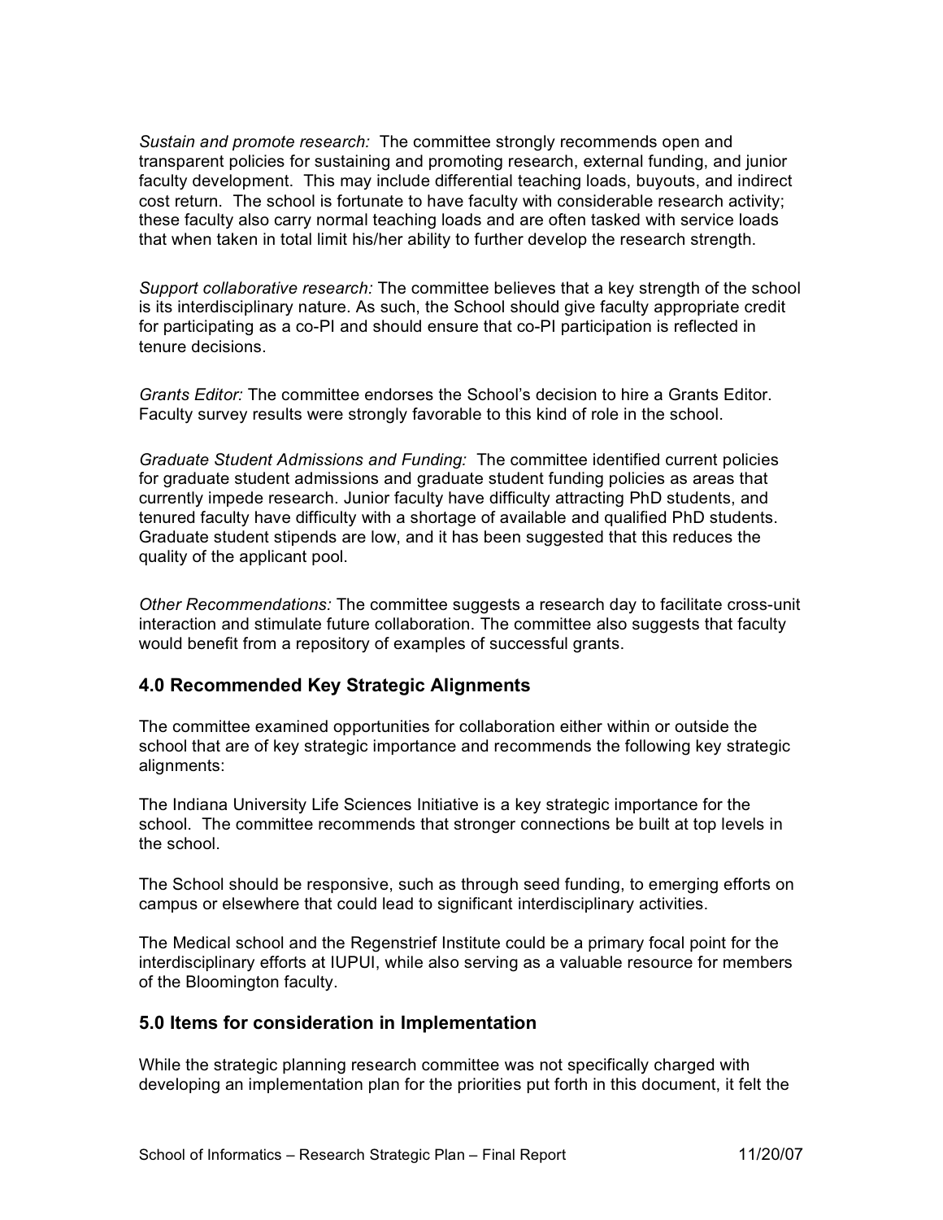*Sustain and promote research:* The committee strongly recommends open and transparent policies for sustaining and promoting research, external funding, and junior faculty development. This may include differential teaching loads, buyouts, and indirect cost return. The school is fortunate to have faculty with considerable research activity; these faculty also carry normal teaching loads and are often tasked with service loads that when taken in total limit his/her ability to further develop the research strength.

*Support collaborative research:* The committee believes that a key strength of the school is its interdisciplinary nature. As such, the School should give faculty appropriate credit for participating as a co-PI and should ensure that co-PI participation is reflected in tenure decisions.

*Grants Editor:* The committee endorses the School's decision to hire a Grants Editor. Faculty survey results were strongly favorable to this kind of role in the school.

*Graduate Student Admissions and Funding:* The committee identified current policies for graduate student admissions and graduate student funding policies as areas that currently impede research. Junior faculty have difficulty attracting PhD students, and tenured faculty have difficulty with a shortage of available and qualified PhD students. Graduate student stipends are low, and it has been suggested that this reduces the quality of the applicant pool.

*Other Recommendations:* The committee suggests a research day to facilitate cross-unit interaction and stimulate future collaboration. The committee also suggests that faculty would benefit from a repository of examples of successful grants.

## 4.0 Recommended Key Strategic Alignments

The committee examined opportunities for collaboration either within or outside the school that are of key strategic importance and recommends the following key strategic alignments:

The Indiana University Life Sciences Initiative is a key strategic importance for the school. The committee recommends that stronger connections be built at top levels in the school.

The School should be responsive, such as through seed funding, to emerging efforts on campus or elsewhere that could lead to significant interdisciplinary activities.

The Medical school and the Regenstrief Institute could be a primary focal point for the interdisciplinary efforts at IUPUI, while also serving as a valuable resource for members of the Bloomington faculty.

## 5.0 Items for consideration in Implementation

While the strategic planning research committee was not specifically charged with developing an implementation plan for the priorities put forth in this document, it felt the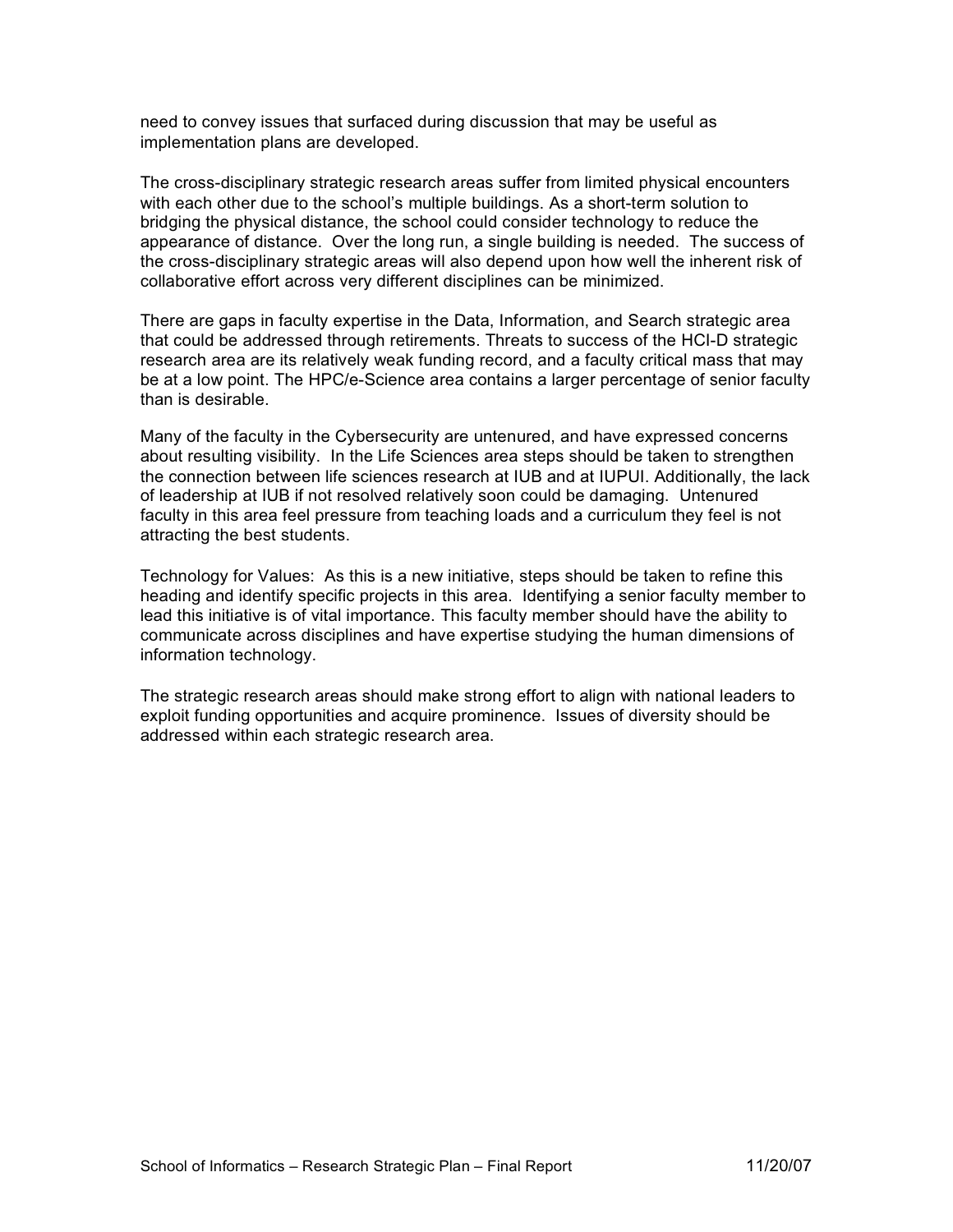need to convey issues that surfaced during discussion that may be useful as implementation plans are developed.

The cross-disciplinary strategic research areas suffer from limited physical encounters with each other due to the school's multiple buildings. As a short-term solution to bridging the physical distance, the school could consider technology to reduce the appearance of distance. Over the long run, a single building is needed. The success of the cross-disciplinary strategic areas will also depend upon how well the inherent risk of collaborative effort across very different disciplines can be minimized.

There are gaps in faculty expertise in the Data, Information, and Search strategic area that could be addressed through retirements. Threats to success of the HCI-D strategic research area are its relatively weak funding record, and a faculty critical mass that may be at a low point. The HPC/e-Science area contains a larger percentage of senior faculty than is desirable.

Many of the faculty in the Cybersecurity are untenured, and have expressed concerns about resulting visibility. In the Life Sciences area steps should be taken to strengthen the connection between life sciences research at IUB and at IUPUI. Additionally, the lack of leadership at IUB if not resolved relatively soon could be damaging. Untenured faculty in this area feel pressure from teaching loads and a curriculum they feel is not attracting the best students.

Technology for Values: As this is a new initiative, steps should be taken to refine this heading and identify specific projects in this area. Identifying a senior faculty member to lead this initiative is of vital importance. This faculty member should have the ability to communicate across disciplines and have expertise studying the human dimensions of information technology.

The strategic research areas should make strong effort to align with national leaders to exploit funding opportunities and acquire prominence. Issues of diversity should be addressed within each strategic research area.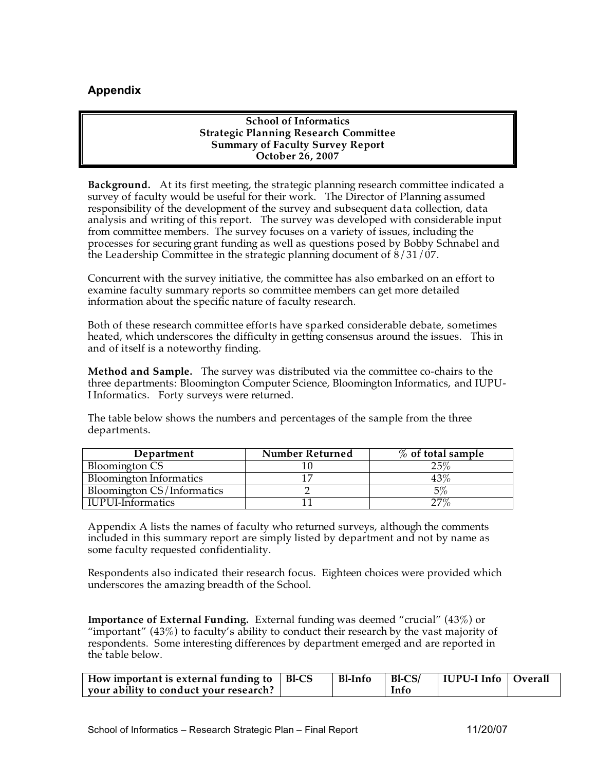## Appendix

**School of Informatics**
**Strategic Planning Research Committee**
**Summary of Faculty Survey Report**
**October 26, 2007**

**Background.** At its first meeting, the strategic planning research committee indicated a survey of faculty would be useful for their work. The Director of Planning assumed responsibility of the development of the survey and subsequent data collection, data analysis and writing of this report. The survey was developed with considerable input from committee members. The survey focuses on a variety of issues, including the processes for securing grant funding as well as questions posed by Bobby Schnabel and the Leadership Committee in the strategic planning document of 8/31/07.

Concurrent with the survey initiative, the committee has also embarked on an effort to examine faculty summary reports so committee members can get more detailed information about the specific nature of faculty research.

Both of these research committee efforts have sparked considerable debate, sometimes heated, which underscores the difficulty in getting consensus around the issues. This in and of itself is a noteworthy finding.

**Method and Sample.** The survey was distributed via the committee co-chairs to the three departments: Bloomington Computer Science, Bloomington Informatics, and IUPU-I Informatics. Forty surveys were returned.

The table below shows the numbers and percentages of the sample from the three departments.

| Department | Number Returned | % of total sample |
|---|---|---|
| Bloomington CS | 10 | 25% |
| Bloomington Informatics | 17 | 43% |
| Bloomington CS/Informatics | 2 | 5% |
| IUPUI-Informatics | 11 | 27% |

Appendix A lists the names of faculty who returned surveys, although the comments included in this summary report are simply listed by department and not by name as some faculty requested confidentiality.

Respondents also indicated their research focus. Eighteen choices were provided which underscores the amazing breadth of the School.

**Importance of External Funding.** External funding was deemed "crucial" (43%) or "important" (43%) to faculty's ability to conduct their research by the vast majority of respondents. Some interesting differences by department emerged and are reported in the table below.

| How important is external funding to your ability to conduct your research? | Bl-CS | Bl-Info | Bl-CS/ Info | IUPU-I Info | Overall |
|---|---|---|---|---|---|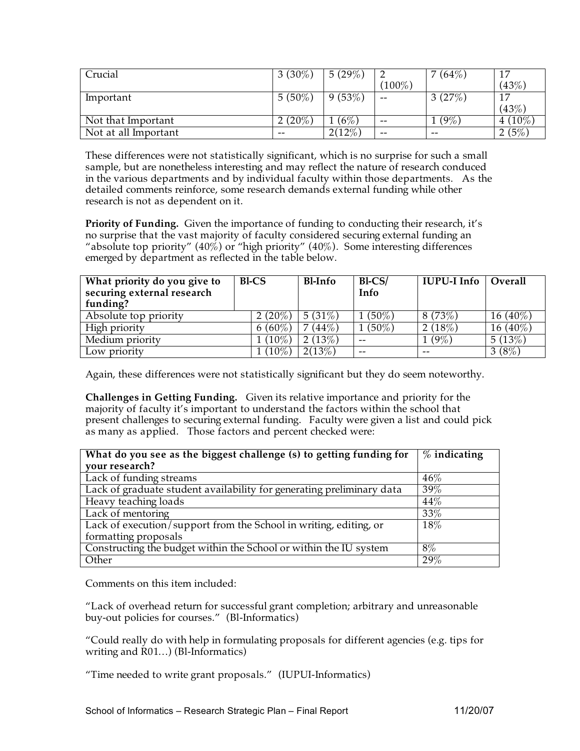| Crucial | 3 (30%) | 5 (29%) | 2 (100%) | 7 (64%) | 17 (43%) |
|---|---|---|---|---|---|
| Important | 5 (50%) | 9 (53%) | -- | 3 (27%) | 17 (43%) |
| Not that Important | 2 (20%) | 1 (6%) | -- | 1 (9%) | 4 (10%) |
| Not at all Important | -- | 2(12%) | -- | -- | 2 (5%) |

These differences were not statistically significant, which is no surprise for such a small sample, but are nonetheless interesting and may reflect the nature of research conduced in the various departments and by individual faculty within those departments. As the detailed comments reinforce, some research demands external funding while other research is not as dependent on it.

**Priority of Funding.** Given the importance of funding to conducting their research, it's no surprise that the vast majority of faculty considered securing external funding an "absolute top priority" (40%) or "high priority" (40%). Some interesting differences emerged by department as reflected in the table below.

| What priority do you give to securing external research funding? | Bl-CS | Bl-Info | Bl-CS/ Info | IUPU-I Info | Overall |
|---|---|---|---|---|---|
| Absolute top priority | 2 (20%) | 5 (31%) | 1 (50%) | 8 (73%) | 16 (40%) |
| High priority | 6 (60%) | 7 (44%) | 1 (50%) | 2 (18%) | 16 (40%) |
| Medium priority | 1 (10%) | 2 (13%) | -- | 1 (9%) | 5 (13%) |
| Low priority | 1 (10%) | 2(13%) | -- | -- | 3 (8%) |

Again, these differences were not statistically significant but they do seem noteworthy.

**Challenges in Getting Funding.** Given its relative importance and priority for the majority of faculty it's important to understand the factors within the school that present challenges to securing external funding. Faculty were given a list and could pick as many as applied. Those factors and percent checked were:

| What do you see as the biggest challenge (s) to getting funding for your research? | % indicating |
|---|---|
| Lack of funding streams | 46% |
| Lack of graduate student availability for generating preliminary data | 39% |
| Heavy teaching loads | 44% |
| Lack of mentoring | 33% |
| Lack of execution/support from the School in writing, editing, or formatting proposals | 18% |
| Constructing the budget within the School or within the IU system | 8% |
| Other | 29% |

Comments on this item included:

"Lack of overhead return for successful grant completion; arbitrary and unreasonable buy-out policies for courses." (Bl-Informatics)

"Could really do with help in formulating proposals for different agencies (e.g. tips for writing and R01…) (Bl-Informatics)

"Time needed to write grant proposals." (IUPUI-Informatics)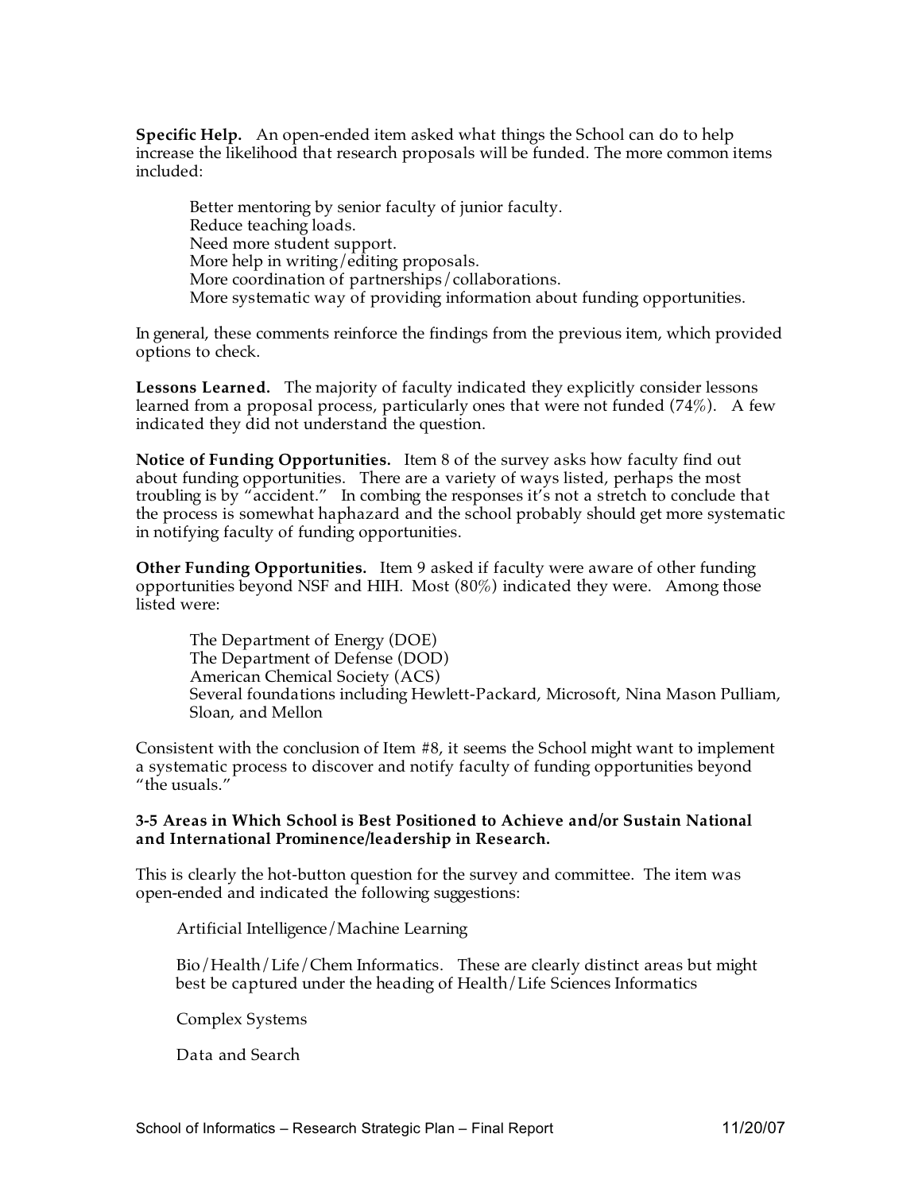**Specific Help.** An open-ended item asked what things the School can do to help increase the likelihood that research proposals will be funded. The more common items included:

Better mentoring by senior faculty of junior faculty.
Reduce teaching loads.
Need more student support.
More help in writing/editing proposals.
More coordination of partnerships/collaborations.
More systematic way of providing information about funding opportunities.

In general, these comments reinforce the findings from the previous item, which provided options to check.

**Lessons Learned.** The majority of faculty indicated they explicitly consider lessons learned from a proposal process, particularly ones that were not funded (74%). A few indicated they did not understand the question.

**Notice of Funding Opportunities.** Item 8 of the survey asks how faculty find out about funding opportunities. There are a variety of ways listed, perhaps the most troubling is by "accident." In combing the responses it's not a stretch to conclude that the process is somewhat haphazard and the school probably should get more systematic in notifying faculty of funding opportunities.

**Other Funding Opportunities.** Item 9 asked if faculty were aware of other funding opportunities beyond NSF and HIH. Most (80%) indicated they were. Among those listed were:

The Department of Energy (DOE)
The Department of Defense (DOD)
American Chemical Society (ACS)
Several foundations including Hewlett-Packard, Microsoft, Nina Mason Pulliam, Sloan, and Mellon

Consistent with the conclusion of Item #8, it seems the School might want to implement a systematic process to discover and notify faculty of funding opportunities beyond "the usuals."

**3-5 Areas in Which School is Best Positioned to Achieve and/or Sustain National and International Prominence/leadership in Research.**

This is clearly the hot-button question for the survey and committee. The item was open-ended and indicated the following suggestions:

Artificial Intelligence/Machine Learning

Bio/Health/Life/Chem Informatics. These are clearly distinct areas but might best be captured under the heading of Health/Life Sciences Informatics

Complex Systems

Data and Search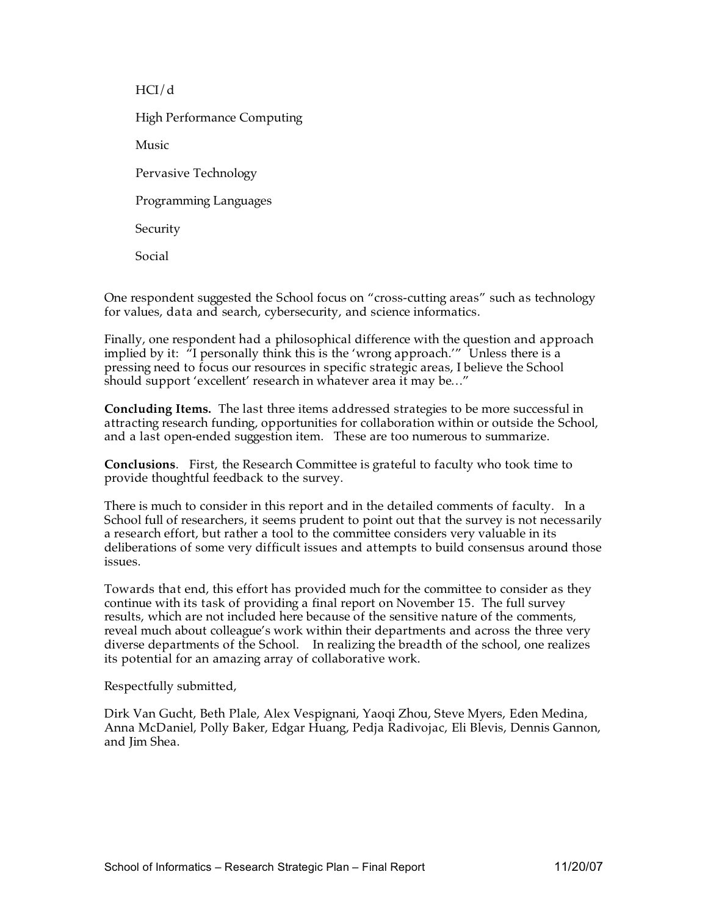HCI/d

High Performance Computing

Music

Pervasive Technology

Programming Languages

Security

Social

One respondent suggested the School focus on "cross-cutting areas" such as technology for values, data and search, cybersecurity, and science informatics.

Finally, one respondent had a philosophical difference with the question and approach implied by it: "I personally think this is the 'wrong approach.'" Unless there is a pressing need to focus our resources in specific strategic areas, I believe the School should support 'excellent' research in whatever area it may be…"

**Concluding Items.** The last three items addressed strategies to be more successful in attracting research funding, opportunities for collaboration within or outside the School, and a last open-ended suggestion item. These are too numerous to summarize.

**Conclusions**. First, the Research Committee is grateful to faculty who took time to provide thoughtful feedback to the survey.

There is much to consider in this report and in the detailed comments of faculty. In a School full of researchers, it seems prudent to point out that the survey is not necessarily a research effort, but rather a tool to the committee considers very valuable in its deliberations of some very difficult issues and attempts to build consensus around those issues.

Towards that end, this effort has provided much for the committee to consider as they continue with its task of providing a final report on November 15. The full survey results, which are not included here because of the sensitive nature of the comments, reveal much about colleague's work within their departments and across the three very diverse departments of the School. In realizing the breadth of the school, one realizes its potential for an amazing array of collaborative work.

Respectfully submitted,

Dirk Van Gucht, Beth Plale, Alex Vespignani, Yaoqi Zhou, Steve Myers, Eden Medina, Anna McDaniel, Polly Baker, Edgar Huang, Pedja Radivojac, Eli Blevis, Dennis Gannon, and Jim Shea.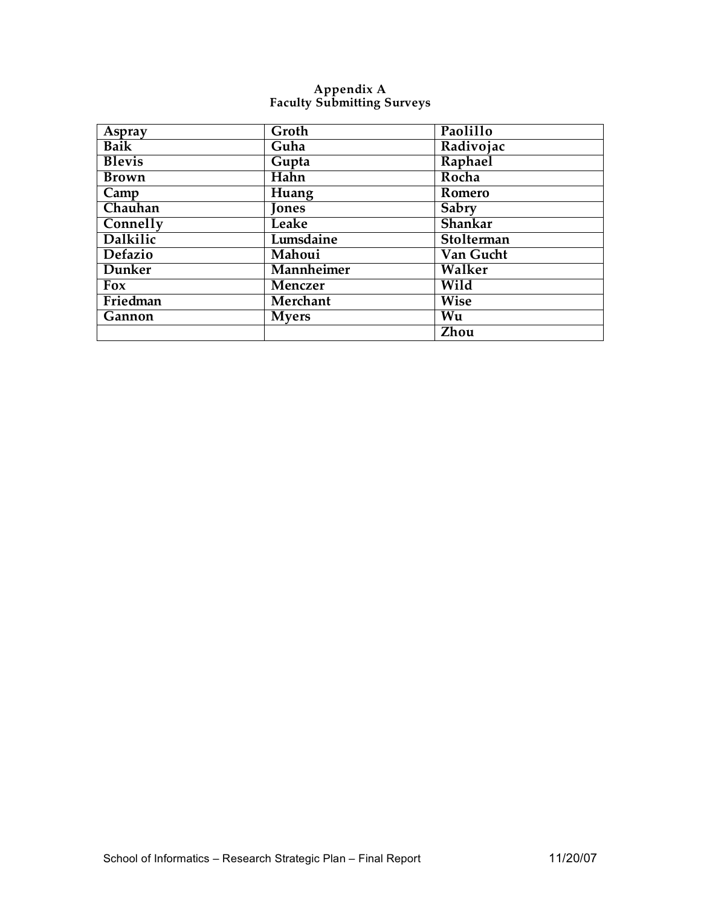**Appendix A**
**Faculty Submitting Surveys**

| | | |
|---|---|---|
| **Aspray** | **Groth** | **Paolillo** |
| **Baik** | **Guha** | **Radivojac** |
| **Blevis** | **Gupta** | **Raphael** |
| **Brown** | **Hahn** | **Rocha** |
| **Camp** | **Huang** | **Romero** |
| **Chauhan** | **Jones** | **Sabry** |
| **Connelly** | **Leake** | **Shankar** |
| **Dalkilic** | **Lumsdaine** | **Stolterman** |
| **Defazio** | **Mahoui** | **Van Gucht** |
| **Dunker** | **Mannheimer** | **Walker** |
| **Fox** | **Menczer** | **Wild** |
| **Friedman** | **Merchant** | **Wise** |
| **Gannon** | **Myers** | **Wu** |
| | | **Zhou** |